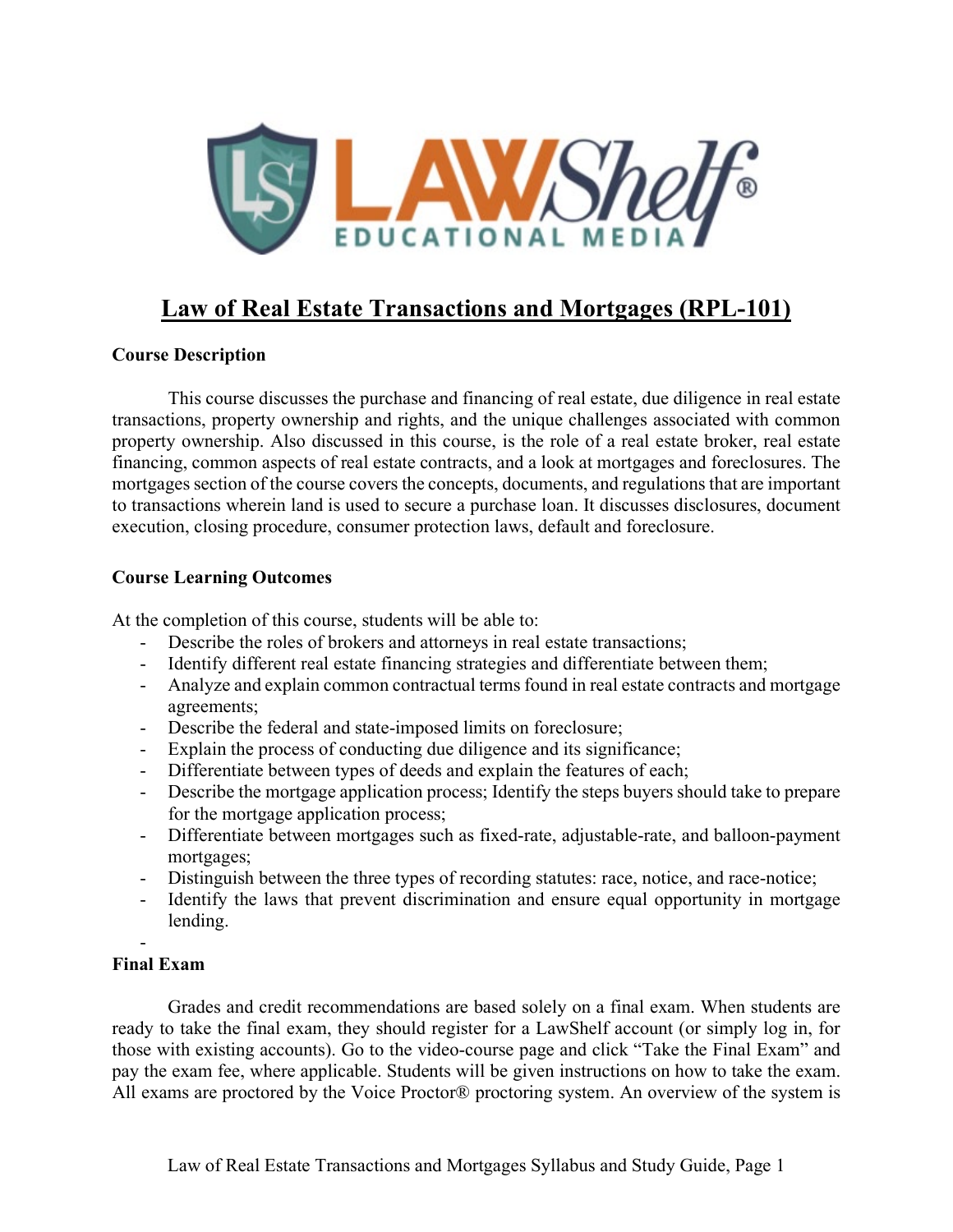# Law of Real Estate Transactions and Mortgages (RPL-101)

**Course Description**

This course discusses the purchase and financing of real estate, due diligence in real estate transactions, property ownership and rights, and the unique challenges associated with common property ownership. Also discussed in this course, is the role of a real estate broker, real estate financing, common aspects of real estate contracts, and a look at mortgages and foreclosures. The mortgages section of the course covers the concepts, documents, and regulations that are important to transactions wherein land is used to secure a purchase loan. It discusses disclosures, document execution, closing procedure, consumer protection laws, default and foreclosure.

**Course Learning Outcomes**

At the completion of this course, students will be able to:

- Describe the roles of brokers and attorneys in real estate transactions;
- Identify different real estate financing strategies and differentiate between them;
- Analyze and explain common contractual terms found in real estate contracts and mortgage agreements;
- Describe the federal and state-imposed limits on foreclosure;
- Explain the process of conducting due diligence and its significance;
- Differentiate between types of deeds and explain the features of each;
- Describe the mortgage application process; Identify the steps buyers should take to prepare for the mortgage application process;
- Differentiate between mortgages such as fixed-rate, adjustable-rate, and balloon-payment mortgages;
- Distinguish between the three types of recording statutes: race, notice, and race-notice;
- Identify the laws that prevent discrimination and ensure equal opportunity in mortgage lending.
-

**Final Exam**

Grades and credit recommendations are based solely on a final exam. When students are ready to take the final exam, they should register for a LawShelf account (or simply log in, for those with existing accounts). Go to the video-course page and click "Take the Final Exam" and pay the exam fee, where applicable. Students will be given instructions on how to take the exam. All exams are proctored by the Voice Proctor® proctoring system. An overview of the system is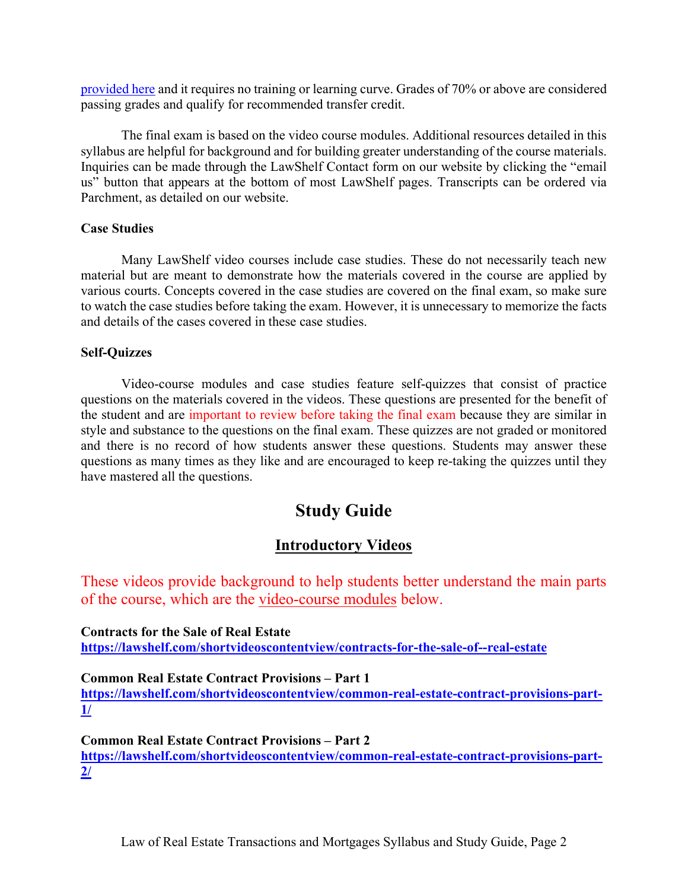provided here and it requires no training or learning curve. Grades of 70% or above are considered passing grades and qualify for recommended transfer credit.

The final exam is based on the video course modules. Additional resources detailed in this syllabus are helpful for background and for building greater understanding of the course materials. Inquiries can be made through the LawShelf Contact form on our website by clicking the "email us" button that appears at the bottom of most LawShelf pages. Transcripts can be ordered via Parchment, as detailed on our website.

**Case Studies**

Many LawShelf video courses include case studies. These do not necessarily teach new material but are meant to demonstrate how the materials covered in the course are applied by various courts. Concepts covered in the case studies are covered on the final exam, so make sure to watch the case studies before taking the exam. However, it is unnecessary to memorize the facts and details of the cases covered in these case studies.

**Self-Quizzes**

Video-course modules and case studies feature self-quizzes that consist of practice questions on the materials covered in the videos. These questions are presented for the benefit of the student and are important to review before taking the final exam because they are similar in style and substance to the questions on the final exam. These quizzes are not graded or monitored and there is no record of how students answer these questions. Students may answer these questions as many times as they like and are encouraged to keep re-taking the quizzes until they have mastered all the questions.

# Study Guide

## Introductory Videos

These videos provide background to help students better understand the main parts of the course, which are the video-course modules below.

**Contracts for the Sale of Real Estate**
**https://lawshelf.com/shortvideoscontentview/contracts-for-the-sale-of--real-estate**

**Common Real Estate Contract Provisions – Part 1**
**https://lawshelf.com/shortvideoscontentview/common-real-estate-contract-provisions-part-1/**

**Common Real Estate Contract Provisions – Part 2**
**https://lawshelf.com/shortvideoscontentview/common-real-estate-contract-provisions-part-2/**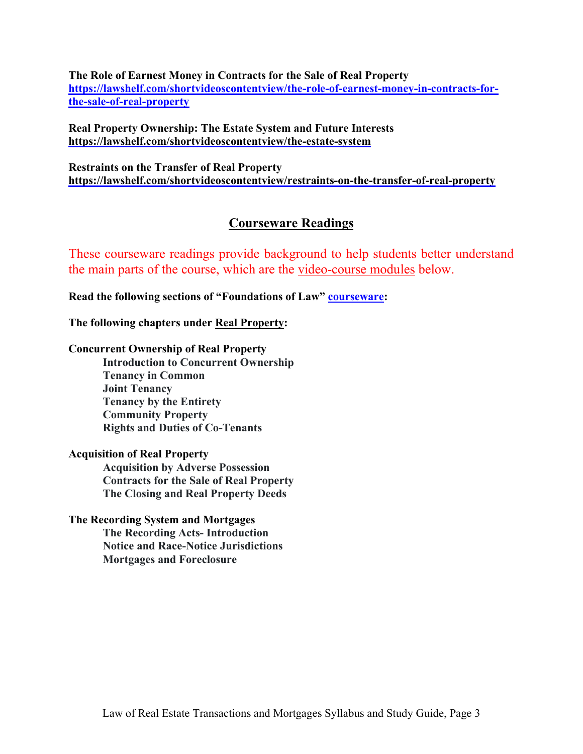**The Role of Earnest Money in Contracts for the Sale of Real Property**
https://lawshelf.com/shortvideoscontentview/the-role-of-earnest-money-in-contracts-for-the-sale-of-real-property

**Real Property Ownership: The Estate System and Future Interests**
https://lawshelf.com/shortvideoscontentview/the-estate-system

**Restraints on the Transfer of Real Property**
https://lawshelf.com/shortvideoscontentview/restraints-on-the-transfer-of-real-property

## Courseware Readings

These courseware readings provide background to help students better understand the main parts of the course, which are the video-course modules below.

**Read the following sections of "Foundations of Law" courseware:**

**The following chapters under Real Property:**

**Concurrent Ownership of Real Property**
- **Introduction to Concurrent Ownership**
- **Tenancy in Common**
- **Joint Tenancy**
- **Tenancy by the Entirety**
- **Community Property**
- **Rights and Duties of Co-Tenants**

**Acquisition of Real Property**
- **Acquisition by Adverse Possession**
- **Contracts for the Sale of Real Property**
- **The Closing and Real Property Deeds**

**The Recording System and Mortgages**
- **The Recording Acts- Introduction**
- **Notice and Race-Notice Jurisdictions**
- **Mortgages and Foreclosure**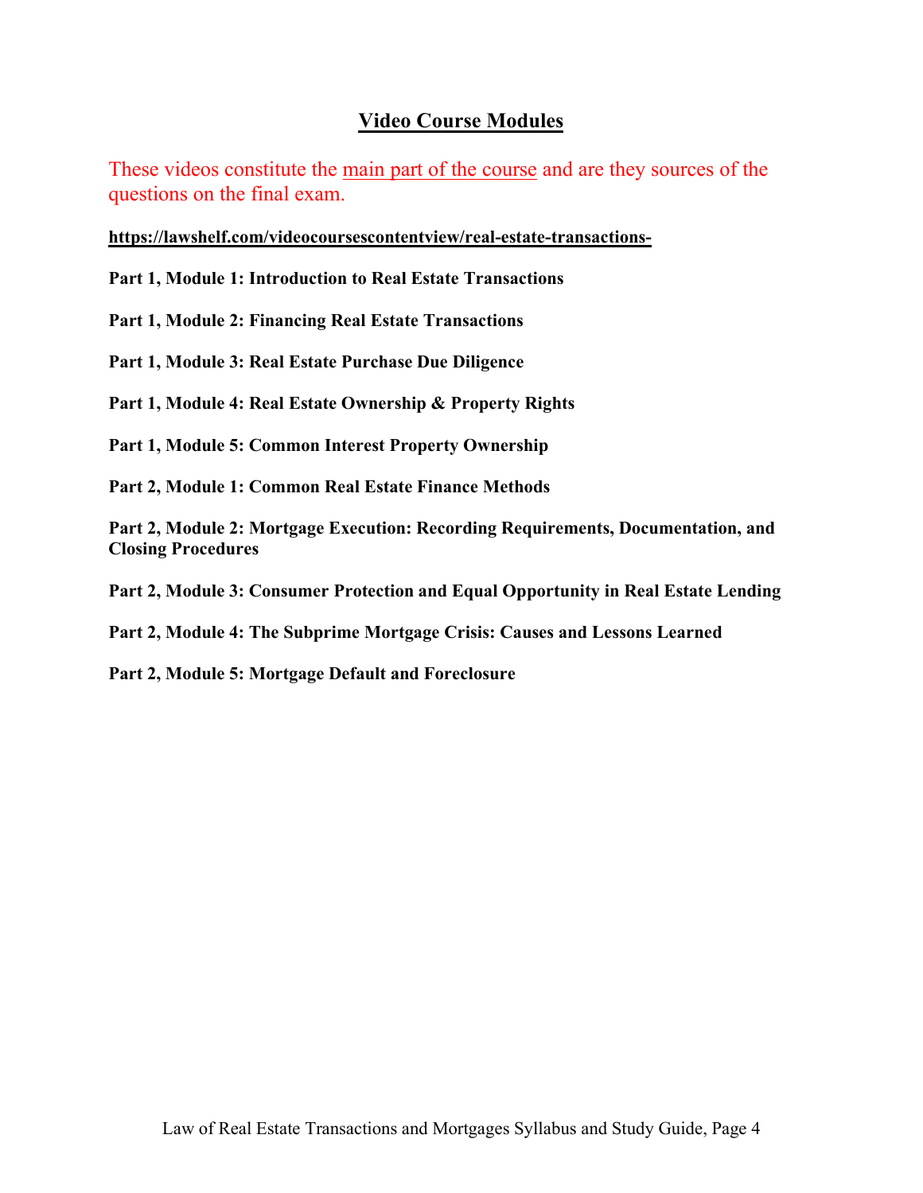## Video Course Modules

These videos constitute the main part of the course and are they sources of the questions on the final exam.

**https://lawshelf.com/videocoursescontentview/real-estate-transactions-**

**Part 1, Module 1: Introduction to Real Estate Transactions**

**Part 1, Module 2: Financing Real Estate Transactions**

**Part 1, Module 3: Real Estate Purchase Due Diligence**

**Part 1, Module 4: Real Estate Ownership & Property Rights**

**Part 1, Module 5: Common Interest Property Ownership**

**Part 2, Module 1: Common Real Estate Finance Methods**

**Part 2, Module 2: Mortgage Execution: Recording Requirements, Documentation, and Closing Procedures**

**Part 2, Module 3: Consumer Protection and Equal Opportunity in Real Estate Lending**

**Part 2, Module 4: The Subprime Mortgage Crisis: Causes and Lessons Learned**

**Part 2, Module 5: Mortgage Default and Foreclosure**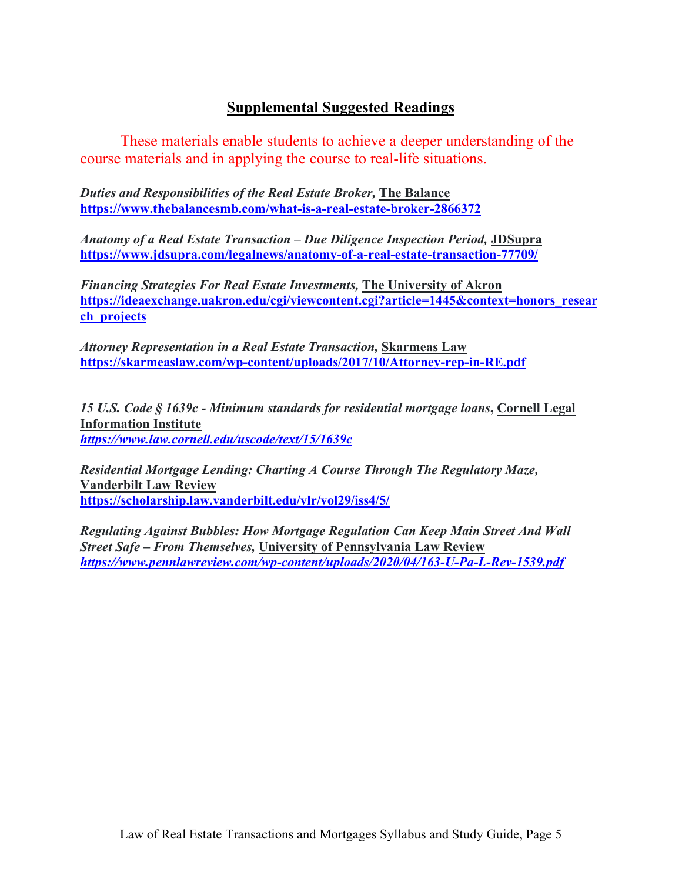## Supplemental Suggested Readings

These materials enable students to achieve a deeper understanding of the course materials and in applying the course to real-life situations.

***Duties and Responsibilities of the Real Estate Broker,*** **The Balance**
**https://www.thebalancesmb.com/what-is-a-real-estate-broker-2866372**

***Anatomy of a Real Estate Transaction – Due Diligence Inspection Period,*** **JDSupra**
**https://www.jdsupra.com/legalnews/anatomy-of-a-real-estate-transaction-77709/**

***Financing Strategies For Real Estate Investments,*** **The University of Akron**
**https://ideaexchange.uakron.edu/cgi/viewcontent.cgi?article=1445&context=honors_research_projects**

***Attorney Representation in a Real Estate Transaction,*** **Skarmeas Law**
**https://skarmeaslaw.com/wp-content/uploads/2017/10/Attorney-rep-in-RE.pdf**

***15 U.S. Code § 1639c - Minimum standards for residential mortgage loans*****, Cornell Legal Information Institute**
***https://www.law.cornell.edu/uscode/text/15/1639c***

***Residential Mortgage Lending: Charting A Course Through The Regulatory Maze,*** **Vanderbilt Law Review**
**https://scholarship.law.vanderbilt.edu/vlr/vol29/iss4/5/**

***Regulating Against Bubbles: How Mortgage Regulation Can Keep Main Street And Wall Street Safe – From Themselves,*** **University of Pennsylvania Law Review**
***https://www.pennlawreview.com/wp-content/uploads/2020/04/163-U-Pa-L-Rev-1539.pdf***